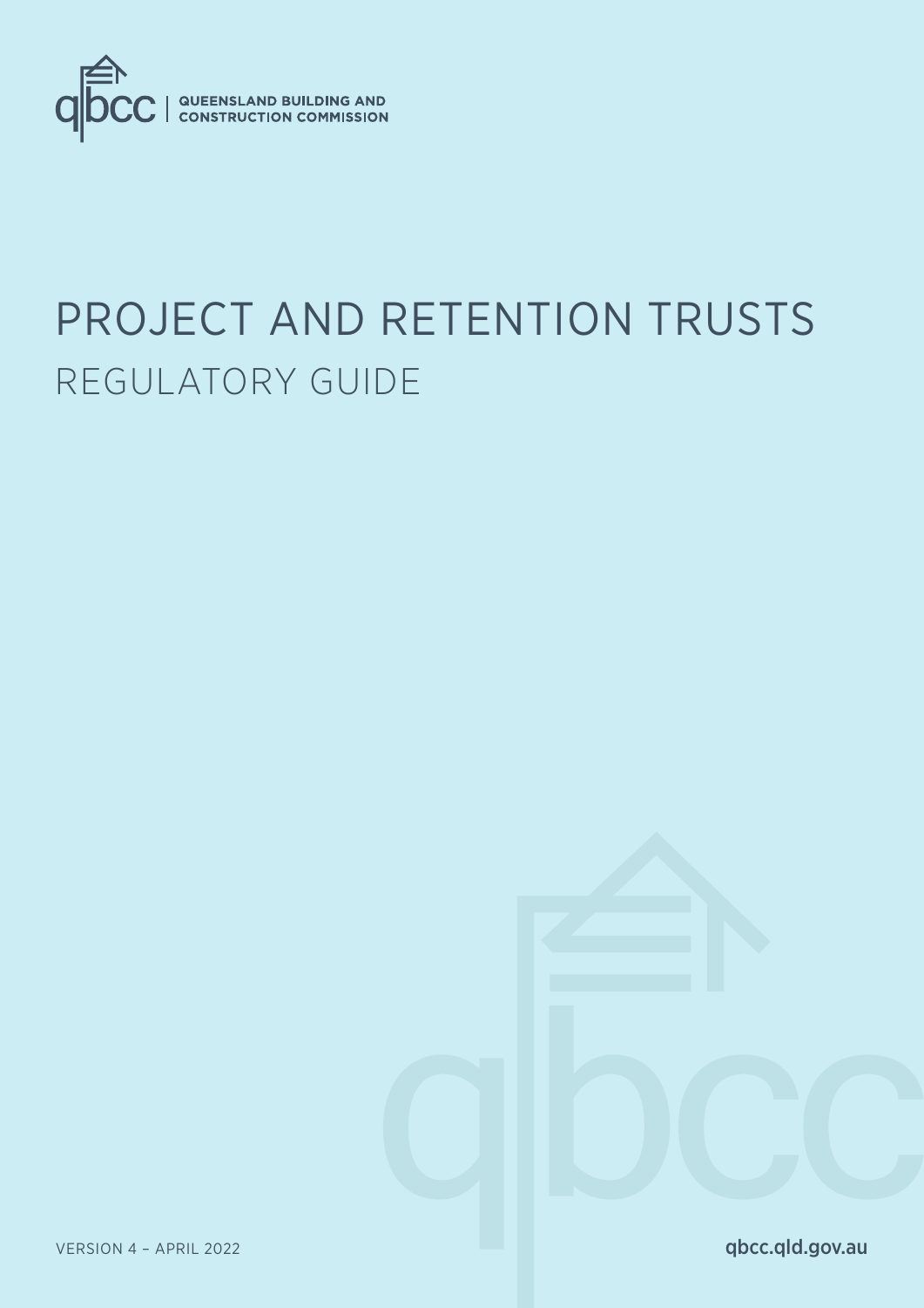QUEENSLAND BUILDING AND CONSTRUCTION COMMISSION

# PROJECT AND RETENTION TRUSTS

## REGULATORY GUIDE

VERSION 4 – APRIL 2022

qbcc.qld.gov.au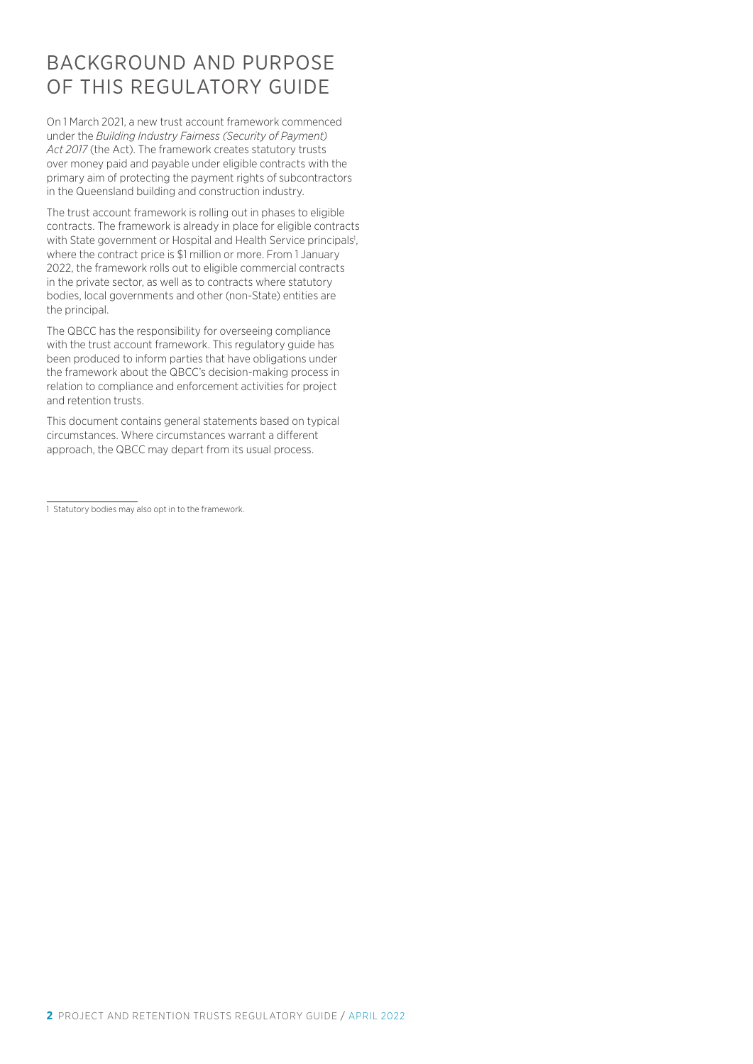# BACKGROUND AND PURPOSE OF THIS REGULATORY GUIDE

On 1 March 2021, a new trust account framework commenced under the *Building Industry Fairness (Security of Payment) Act 2017* (the Act). The framework creates statutory trusts over money paid and payable under eligible contracts with the primary aim of protecting the payment rights of subcontractors in the Queensland building and construction industry.

The trust account framework is rolling out in phases to eligible contracts. The framework is already in place for eligible contracts with State government or Hospital and Health Service principals[1], where the contract price is $1 million or more. From 1 January 2022, the framework rolls out to eligible commercial contracts in the private sector, as well as to contracts where statutory bodies, local governments and other (non-State) entities are the principal.

The QBCC has the responsibility for overseeing compliance with the trust account framework. This regulatory guide has been produced to inform parties that have obligations under the framework about the QBCC's decision-making process in relation to compliance and enforcement activities for project and retention trusts.

This document contains general statements based on typical circumstances. Where circumstances warrant a different approach, the QBCC may depart from its usual process.

---

1 Statutory bodies may also opt in to the framework.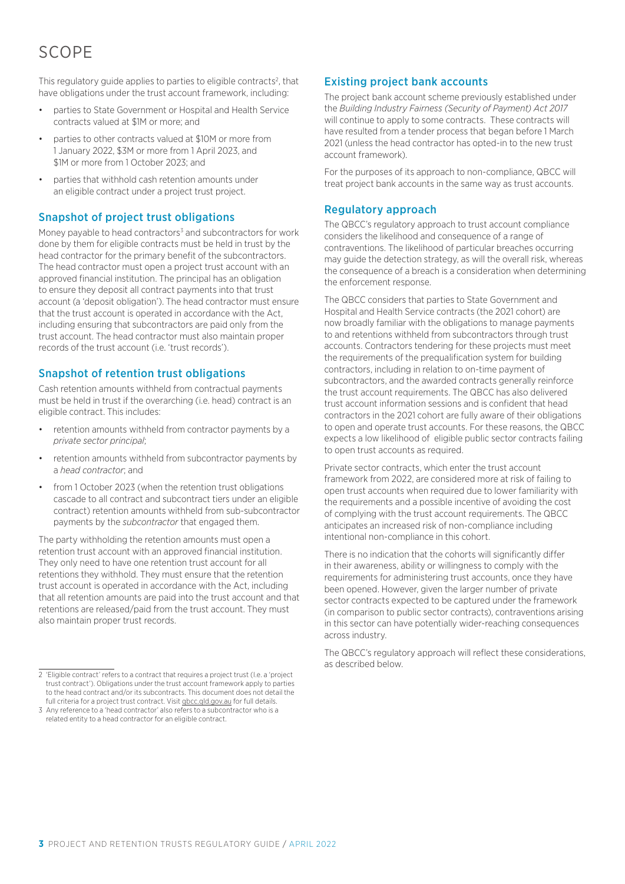# SCOPE

This regulatory guide applies to parties to eligible contracts[2], that have obligations under the trust account framework, including:

- parties to State Government or Hospital and Health Service contracts valued at $1M or more; and
- parties to other contracts valued at $10M or more from 1 January 2022, $3M or more from 1 April 2023, and $1M or more from 1 October 2023; and
- parties that withhold cash retention amounts under an eligible contract under a project trust project.

## Snapshot of project trust obligations

Money payable to head contractors[3] and subcontractors for work done by them for eligible contracts must be held in trust by the head contractor for the primary benefit of the subcontractors. The head contractor must open a project trust account with an approved financial institution. The principal has an obligation to ensure they deposit all contract payments into that trust account (a 'deposit obligation'). The head contractor must ensure that the trust account is operated in accordance with the Act, including ensuring that subcontractors are paid only from the trust account. The head contractor must also maintain proper records of the trust account (i.e. 'trust records').

## Snapshot of retention trust obligations

Cash retention amounts withheld from contractual payments must be held in trust if the overarching (i.e. head) contract is an eligible contract. This includes:

- retention amounts withheld from contractor payments by a *private sector principal*;
- retention amounts withheld from subcontractor payments by a *head contractor*; and
- from 1 October 2023 (when the retention trust obligations cascade to all contract and subcontract tiers under an eligible contract) retention amounts withheld from sub-subcontractor payments by the *subcontractor* that engaged them.

The party withholding the retention amounts must open a retention trust account with an approved financial institution. They only need to have one retention trust account for all retentions they withhold. They must ensure that the retention trust account is operated in accordance with the Act, including that all retention amounts are paid into the trust account and that retentions are released/paid from the trust account. They must also maintain proper trust records.

## Existing project bank accounts

The project bank account scheme previously established under the *Building Industry Fairness (Security of Payment) Act 2017* will continue to apply to some contracts. These contracts will have resulted from a tender process that began before 1 March 2021 (unless the head contractor has opted-in to the new trust account framework).

For the purposes of its approach to non-compliance, QBCC will treat project bank accounts in the same way as trust accounts.

## Regulatory approach

The QBCC's regulatory approach to trust account compliance considers the likelihood and consequence of a range of contraventions. The likelihood of particular breaches occurring may guide the detection strategy, as will the overall risk, whereas the consequence of a breach is a consideration when determining the enforcement response.

The QBCC considers that parties to State Government and Hospital and Health Service contracts (the 2021 cohort) are now broadly familiar with the obligations to manage payments to and retentions withheld from subcontractors through trust accounts. Contractors tendering for these projects must meet the requirements of the prequalification system for building contractors, including in relation to on-time payment of subcontractors, and the awarded contracts generally reinforce the trust account requirements. The QBCC has also delivered trust account information sessions and is confident that head contractors in the 2021 cohort are fully aware of their obligations to open and operate trust accounts. For these reasons, the QBCC expects a low likelihood of eligible public sector contracts failing to open trust accounts as required.

Private sector contracts, which enter the trust account framework from 2022, are considered more at risk of failing to open trust accounts when required due to lower familiarity with the requirements and a possible incentive of avoiding the cost of complying with the trust account requirements. The QBCC anticipates an increased risk of non-compliance including intentional non-compliance in this cohort.

There is no indication that the cohorts will significantly differ in their awareness, ability or willingness to comply with the requirements for administering trust accounts, once they have been opened. However, given the larger number of private sector contracts expected to be captured under the framework (in comparison to public sector contracts), contraventions arising in this sector can have potentially wider-reaching consequences across industry.

The QBCC's regulatory approach will reflect these considerations, as described below.

---

2 'Eligible contract' refers to a contract that requires a project trust (I.e. a 'project trust contract'). Obligations under the trust account framework apply to parties to the head contract and/or its subcontracts. This document does not detail the full criteria for a project trust contract. Visit qbcc.qld.gov.au for full details.

3 Any reference to a 'head contractor' also refers to a subcontractor who is a related entity to a head contractor for an eligible contract.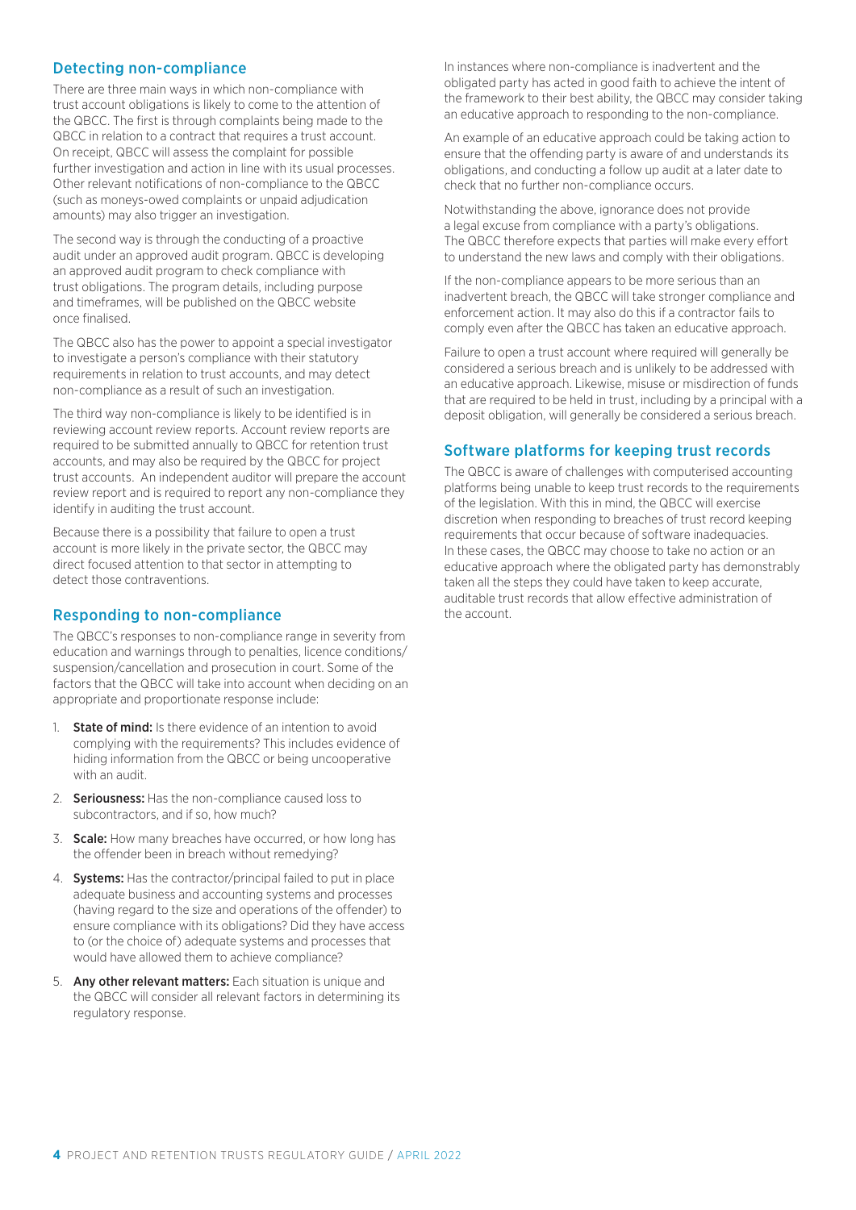## Detecting non-compliance

There are three main ways in which non-compliance with trust account obligations is likely to come to the attention of the QBCC. The first is through complaints being made to the QBCC in relation to a contract that requires a trust account. On receipt, QBCC will assess the complaint for possible further investigation and action in line with its usual processes. Other relevant notifications of non-compliance to the QBCC (such as moneys-owed complaints or unpaid adjudication amounts) may also trigger an investigation.

The second way is through the conducting of a proactive audit under an approved audit program. QBCC is developing an approved audit program to check compliance with trust obligations. The program details, including purpose and timeframes, will be published on the QBCC website once finalised.

The QBCC also has the power to appoint a special investigator to investigate a person's compliance with their statutory requirements in relation to trust accounts, and may detect non-compliance as a result of such an investigation.

The third way non-compliance is likely to be identified is in reviewing account review reports. Account review reports are required to be submitted annually to QBCC for retention trust accounts, and may also be required by the QBCC for project trust accounts. An independent auditor will prepare the account review report and is required to report any non-compliance they identify in auditing the trust account.

Because there is a possibility that failure to open a trust account is more likely in the private sector, the QBCC may direct focused attention to that sector in attempting to detect those contraventions.

## Responding to non-compliance

The QBCC's responses to non-compliance range in severity from education and warnings through to penalties, licence conditions/suspension/cancellation and prosecution in court. Some of the factors that the QBCC will take into account when deciding on an appropriate and proportionate response include:

1. **State of mind:** Is there evidence of an intention to avoid complying with the requirements? This includes evidence of hiding information from the QBCC or being uncooperative with an audit.
2. **Seriousness:** Has the non-compliance caused loss to subcontractors, and if so, how much?
3. **Scale:** How many breaches have occurred, or how long has the offender been in breach without remedying?
4. **Systems:** Has the contractor/principal failed to put in place adequate business and accounting systems and processes (having regard to the size and operations of the offender) to ensure compliance with its obligations? Did they have access to (or the choice of) adequate systems and processes that would have allowed them to achieve compliance?
5. **Any other relevant matters:** Each situation is unique and the QBCC will consider all relevant factors in determining its regulatory response.

In instances where non-compliance is inadvertent and the obligated party has acted in good faith to achieve the intent of the framework to their best ability, the QBCC may consider taking an educative approach to responding to the non-compliance.

An example of an educative approach could be taking action to ensure that the offending party is aware of and understands its obligations, and conducting a follow up audit at a later date to check that no further non-compliance occurs.

Notwithstanding the above, ignorance does not provide a legal excuse from compliance with a party's obligations. The QBCC therefore expects that parties will make every effort to understand the new laws and comply with their obligations.

If the non-compliance appears to be more serious than an inadvertent breach, the QBCC will take stronger compliance and enforcement action. It may also do this if a contractor fails to comply even after the QBCC has taken an educative approach.

Failure to open a trust account where required will generally be considered a serious breach and is unlikely to be addressed with an educative approach. Likewise, misuse or misdirection of funds that are required to be held in trust, including by a principal with a deposit obligation, will generally be considered a serious breach.

## Software platforms for keeping trust records

The QBCC is aware of challenges with computerised accounting platforms being unable to keep trust records to the requirements of the legislation. With this in mind, the QBCC will exercise discretion when responding to breaches of trust record keeping requirements that occur because of software inadequacies. In these cases, the QBCC may choose to take no action or an educative approach where the obligated party has demonstrably taken all the steps they could have taken to keep accurate, auditable trust records that allow effective administration of the account.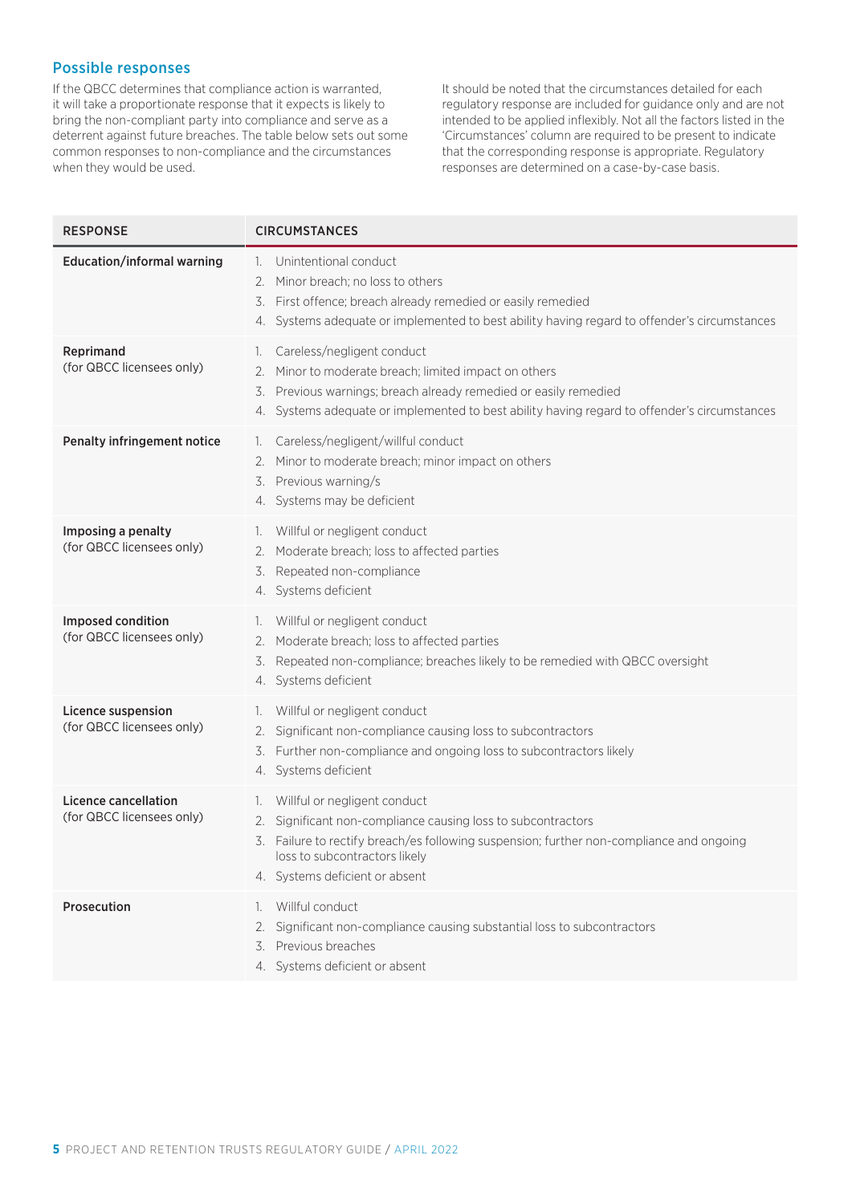## Possible responses

If the QBCC determines that compliance action is warranted, it will take a proportionate response that it expects is likely to bring the non-compliant party into compliance and serve as a deterrent against future breaches. The table below sets out some common responses to non-compliance and the circumstances when they would be used.

It should be noted that the circumstances detailed for each regulatory response are included for guidance only and are not intended to be applied inflexibly. Not all the factors listed in the 'Circumstances' column are required to be present to indicate that the corresponding response is appropriate. Regulatory responses are determined on a case-by-case basis.

| RESPONSE | CIRCUMSTANCES |
|---|---|
| **Education/informal warning** | 1. Unintentional conduct<br>2. Minor breach; no loss to others<br>3. First offence; breach already remedied or easily remedied<br>4. Systems adequate or implemented to best ability having regard to offender's circumstances |
| **Reprimand** (for QBCC licensees only) | 1. Careless/negligent conduct<br>2. Minor to moderate breach; limited impact on others<br>3. Previous warnings; breach already remedied or easily remedied<br>4. Systems adequate or implemented to best ability having regard to offender's circumstances |
| **Penalty infringement notice** | 1. Careless/negligent/willful conduct<br>2. Minor to moderate breach; minor impact on others<br>3. Previous warning/s<br>4. Systems may be deficient |
| **Imposing a penalty** (for QBCC licensees only) | 1. Willful or negligent conduct<br>2. Moderate breach; loss to affected parties<br>3. Repeated non-compliance<br>4. Systems deficient |
| **Imposed condition** (for QBCC licensees only) | 1. Willful or negligent conduct<br>2. Moderate breach; loss to affected parties<br>3. Repeated non-compliance; breaches likely to be remedied with QBCC oversight<br>4. Systems deficient |
| **Licence suspension** (for QBCC licensees only) | 1. Willful or negligent conduct<br>2. Significant non-compliance causing loss to subcontractors<br>3. Further non-compliance and ongoing loss to subcontractors likely<br>4. Systems deficient |
| **Licence cancellation** (for QBCC licensees only) | 1. Willful or negligent conduct<br>2. Significant non-compliance causing loss to subcontractors<br>3. Failure to rectify breach/es following suspension; further non-compliance and ongoing loss to subcontractors likely<br>4. Systems deficient or absent |
| **Prosecution** | 1. Willful conduct<br>2. Significant non-compliance causing substantial loss to subcontractors<br>3. Previous breaches<br>4. Systems deficient or absent |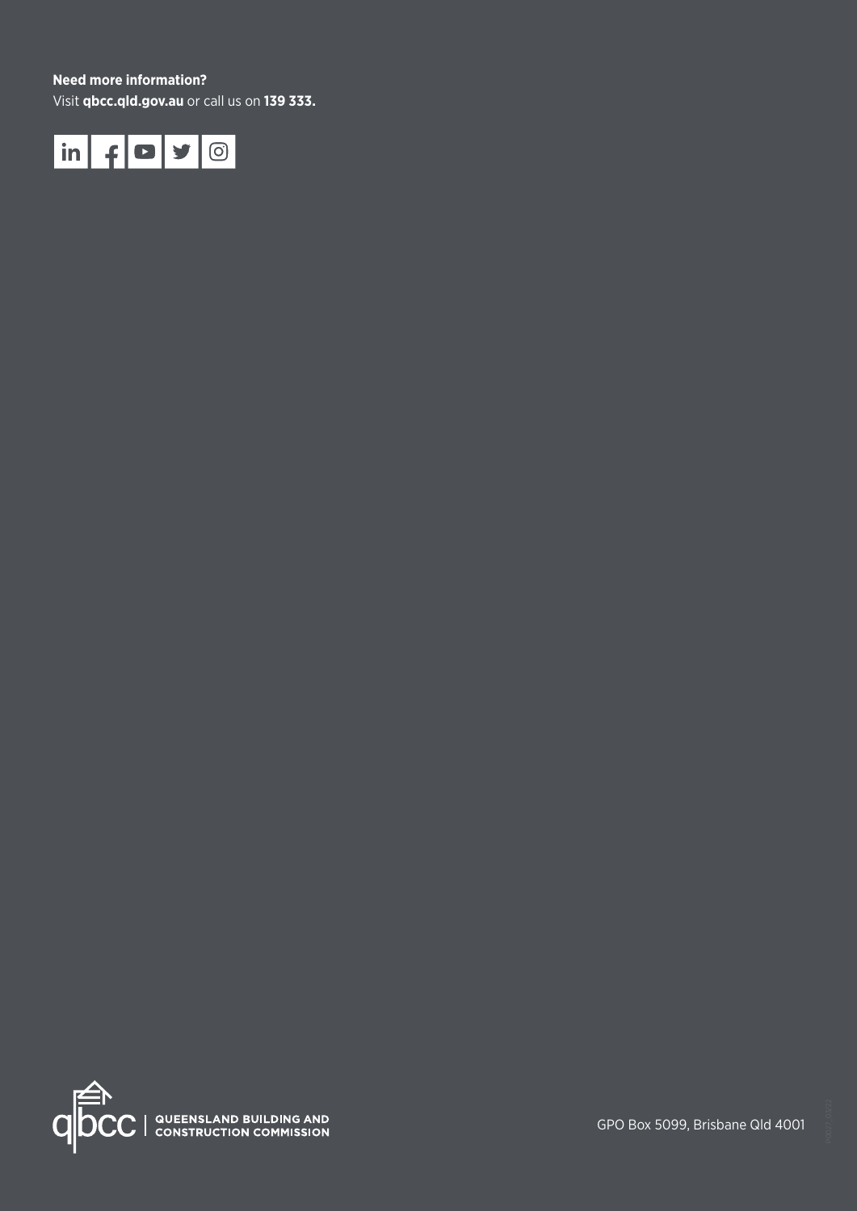**Need more information?**
Visit **qbcc.qld.gov.au** or call us on **139 333.**

QUEENSLAND BUILDING AND CONSTRUCTION COMMISSION

GPO Box 5099, Brisbane Qld 4001